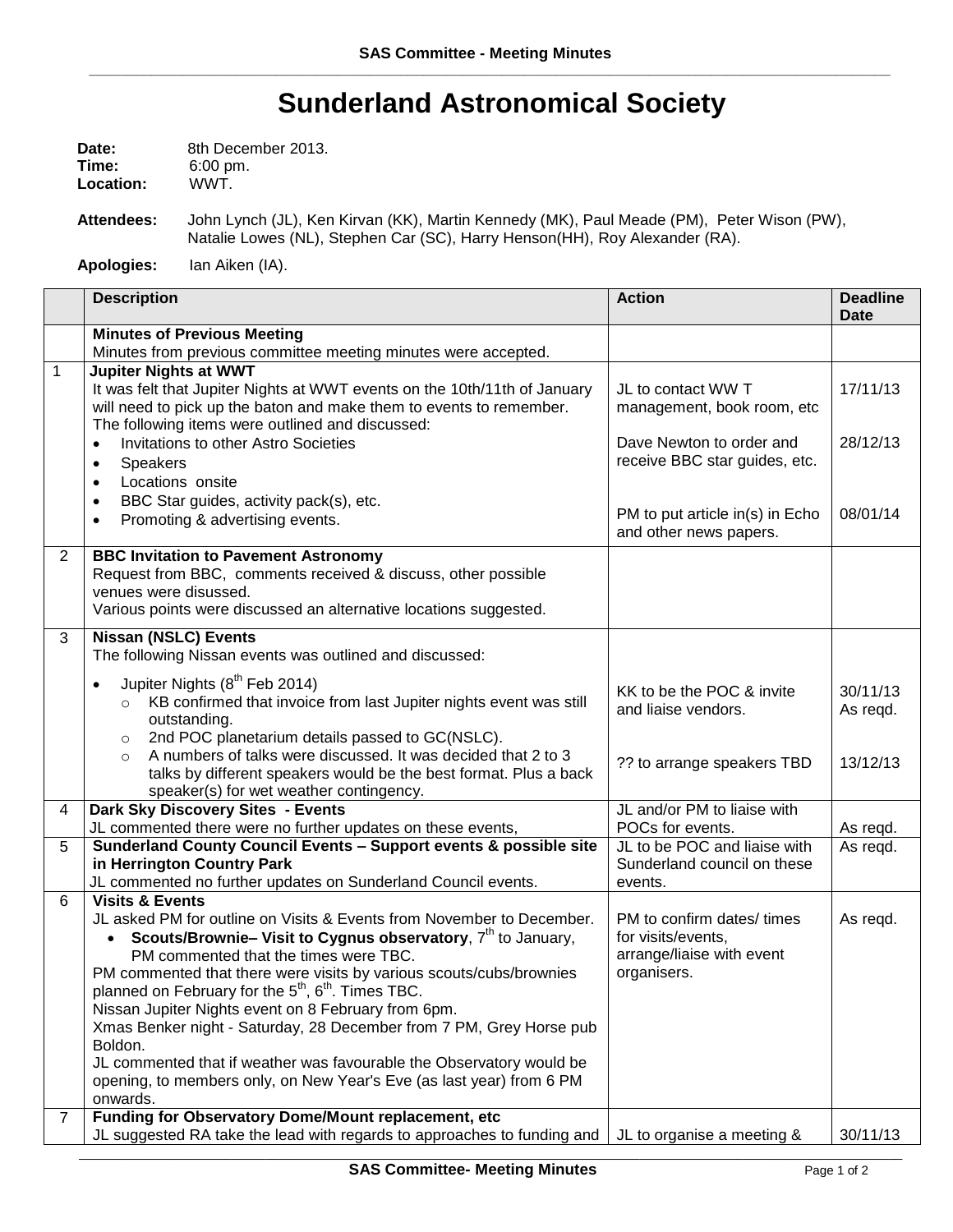# Sunderland Astronomical Society

**Date:** 8th December 2013.
**Time:** 6:00 pm.
**Location:** WWT.

**Attendees:** John Lynch (JL), Ken Kirvan (KK), Martin Kennedy (MK), Paul Meade (PM), Peter Wison (PW), Natalie Lowes (NL), Stephen Car (SC), Harry Henson(HH), Roy Alexander (RA).

**Apologies:** Ian Aiken (IA).

| | Description | Action | Deadline Date |
|---|---|---|---|
| | **Minutes of Previous Meeting**<br>Minutes from previous committee meeting minutes were accepted. | | |
| 1 | **Jupiter Nights at WWT**<br>It was felt that Jupiter Nights at WWT events on the 10th/11th of January will need to pick up the baton and make them to events to remember.<br>The following items were outlined and discussed:<br>• Invitations to other Astro Societies<br>• Speakers<br>• Locations onsite<br>• BBC Star guides, activity pack(s), etc.<br>• Promoting & advertising events. | JL to contact WW T management, book room, etc<br><br>Dave Newton to order and receive BBC star guides, etc.<br><br>PM to put article in(s) in Echo and other news papers. | 17/11/13<br><br>28/12/13<br><br>08/01/14 |
| 2 | **BBC Invitation to Pavement Astronomy**<br>Request from BBC, comments received & discuss, other possible venues were disussed.<br>Various points were discussed an alternative locations suggested. | | |
| 3 | **Nissan (NSLC) Events**<br>The following Nissan events was outlined and discussed:<br>• Jupiter Nights (8th Feb 2014)<br>  ○ KB confirmed that invoice from last Jupiter nights event was still outstanding.<br>  ○ 2nd POC planetarium details passed to GC(NSLC).<br>  ○ A numbers of talks were discussed. It was decided that 2 to 3 talks by different speakers would be the best format. Plus a back speaker(s) for wet weather contingency. | KK to be the POC & invite and liaise vendors.<br><br>?? to arrange speakers TBD | 30/11/13<br>As reqd.<br><br>13/12/13 |
| 4 | **Dark Sky Discovery Sites - Events**<br>JL commented there were no further updates on these events, | JL and/or PM to liaise with POCs for events. | As reqd. |
| 5 | **Sunderland County Council Events – Support events & possible site in Herrington Country Park**<br>JL commented no further updates on Sunderland Council events. | JL to be POC and liaise with Sunderland council on these events. | As reqd. |
| 6 | **Visits & Events**<br>JL asked PM for outline on Visits & Events from November to December.<br>• **Scouts/Brownie– Visit to Cygnus observatory**, 7th to January, PM commented that the times were TBC.<br>PM commented that there were visits by various scouts/cubs/brownies planned on February for the 5th, 6th. Times TBC.<br>Nissan Jupiter Nights event on 8 February from 6pm.<br>Xmas Benker night - Saturday, 28 December from 7 PM, Grey Horse pub Boldon.<br>JL commented that if weather was favourable the Observatory would be opening, to members only, on New Year's Eve (as last year) from 6 PM onwards. | PM to confirm dates/ times for visits/events, arrange/liaise with event organisers. | As reqd. |
| 7 | **Funding for Observatory Dome/Mount replacement, etc**<br>JL suggested RA take the lead with regards to approaches to funding and | JL to organise a meeting & | 30/11/13 |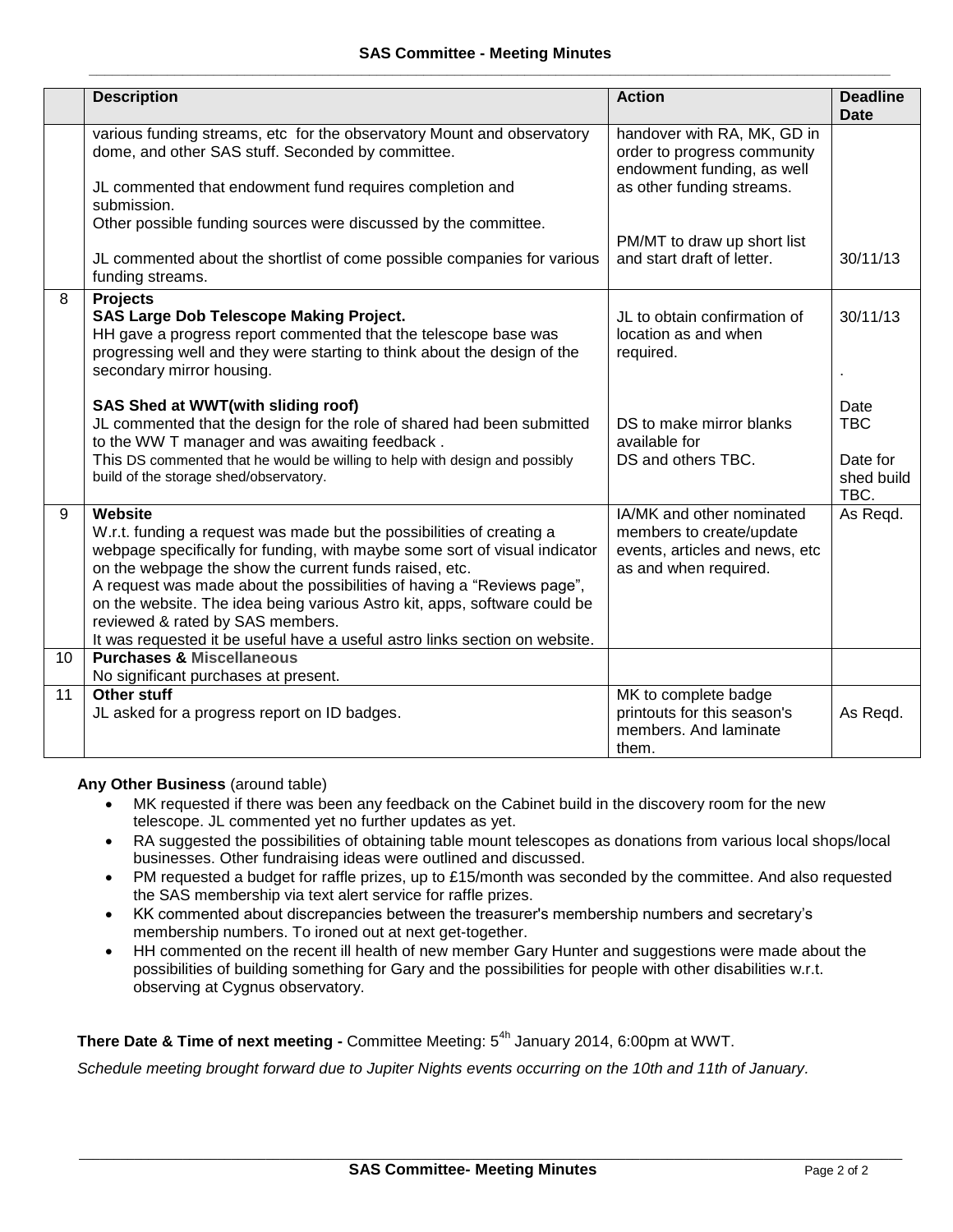| | Description | Action | Deadline Date |
|---|---|---|---|
| | various funding streams, etc for the observatory Mount and observatory dome, and other SAS stuff. Seconded by committee.<br><br>JL commented that endowment fund requires completion and submission.<br>Other possible funding sources were discussed by the committee.<br><br>JL commented about the shortlist of come possible companies for various funding streams. | handover with RA, MK, GD in order to progress community endowment funding, as well as other funding streams.<br><br>PM/MT to draw up short list and start draft of letter. | <br><br><br><br><br>30/11/13 |
| 8 | **Projects**<br>**SAS Large Dob Telescope Making Project.**<br>HH gave a progress report commented that the telescope base was progressing well and they were starting to think about the design of the secondary mirror housing.<br><br>**SAS Shed at WWT(with sliding roof)**<br>JL commented that the design for the role of shared had been submitted to the WW T manager and was awaiting feedback .<br>This DS commented that he would be willing to help with design and possibly build of the storage shed/observatory. | JL to obtain confirmation of location as and when required.<br><br><br><br>DS to make mirror blanks available for<br>DS and others TBC. | 30/11/13<br><br>.<br><br>Date TBC<br><br>Date for shed build TBC. |
| 9 | **Website**<br>W.r.t. funding a request was made but the possibilities of creating a webpage specifically for funding, with maybe some sort of visual indicator on the webpage the show the current funds raised, etc.<br>A request was made about the possibilities of having a "Reviews page", on the website. The idea being various Astro kit, apps, software could be reviewed & rated by SAS members.<br>It was requested it be useful have a useful astro links section on website. | IA/MK and other nominated members to create/update events, articles and news, etc as and when required. | As Reqd. |
| 10 | **Purchases & Miscellaneous**<br>No significant purchases at present. | | |
| 11 | **Other stuff**<br>JL asked for a progress report on ID badges. | MK to complete badge printouts for this season's members. And laminate them. | As Reqd. |

**Any Other Business** (around table)

- MK requested if there was been any feedback on the Cabinet build in the discovery room for the new telescope. JL commented yet no further updates as yet.
- RA suggested the possibilities of obtaining table mount telescopes as donations from various local shops/local businesses. Other fundraising ideas were outlined and discussed.
- PM requested a budget for raffle prizes, up to £15/month was seconded by the committee. And also requested the SAS membership via text alert service for raffle prizes.
- KK commented about discrepancies between the treasurer's membership numbers and secretary's membership numbers. To ironed out at next get-together.
- HH commented on the recent ill health of new member Gary Hunter and suggestions were made about the possibilities of building something for Gary and the possibilities for people with other disabilities w.r.t. observing at Cygnus observatory.

**There Date & Time of next meeting -** Committee Meeting: 5[4h] January 2014, 6:00pm at WWT.

*Schedule meeting brought forward due to Jupiter Nights events occurring on the 10th and 11th of January.*